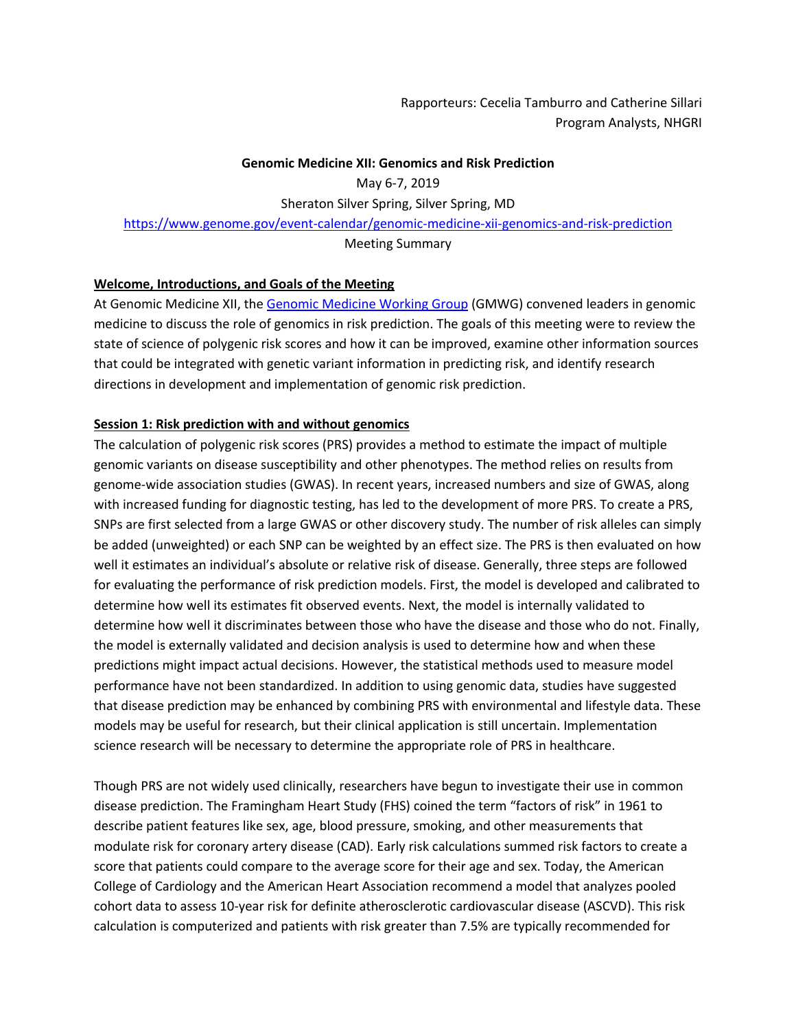Rapporteurs: Cecelia Tamburro and Catherine Sillari
Program Analysts, NHGRI

**Genomic Medicine XII: Genomics and Risk Prediction**

May 6-7, 2019

Sheraton Silver Spring, Silver Spring, MD

https://www.genome.gov/event-calendar/genomic-medicine-xii-genomics-and-risk-prediction

Meeting Summary

## Welcome, Introductions, and Goals of the Meeting

At Genomic Medicine XII, the Genomic Medicine Working Group (GMWG) convened leaders in genomic medicine to discuss the role of genomics in risk prediction. The goals of this meeting were to review the state of science of polygenic risk scores and how it can be improved, examine other information sources that could be integrated with genetic variant information in predicting risk, and identify research directions in development and implementation of genomic risk prediction.

## Session 1: Risk prediction with and without genomics

The calculation of polygenic risk scores (PRS) provides a method to estimate the impact of multiple genomic variants on disease susceptibility and other phenotypes. The method relies on results from genome-wide association studies (GWAS). In recent years, increased numbers and size of GWAS, along with increased funding for diagnostic testing, has led to the development of more PRS. To create a PRS, SNPs are first selected from a large GWAS or other discovery study. The number of risk alleles can simply be added (unweighted) or each SNP can be weighted by an effect size. The PRS is then evaluated on how well it estimates an individual's absolute or relative risk of disease. Generally, three steps are followed for evaluating the performance of risk prediction models. First, the model is developed and calibrated to determine how well its estimates fit observed events. Next, the model is internally validated to determine how well it discriminates between those who have the disease and those who do not. Finally, the model is externally validated and decision analysis is used to determine how and when these predictions might impact actual decisions. However, the statistical methods used to measure model performance have not been standardized. In addition to using genomic data, studies have suggested that disease prediction may be enhanced by combining PRS with environmental and lifestyle data. These models may be useful for research, but their clinical application is still uncertain. Implementation science research will be necessary to determine the appropriate role of PRS in healthcare.

Though PRS are not widely used clinically, researchers have begun to investigate their use in common disease prediction. The Framingham Heart Study (FHS) coined the term "factors of risk" in 1961 to describe patient features like sex, age, blood pressure, smoking, and other measurements that modulate risk for coronary artery disease (CAD). Early risk calculations summed risk factors to create a score that patients could compare to the average score for their age and sex. Today, the American College of Cardiology and the American Heart Association recommend a model that analyzes pooled cohort data to assess 10-year risk for definite atherosclerotic cardiovascular disease (ASCVD). This risk calculation is computerized and patients with risk greater than 7.5% are typically recommended for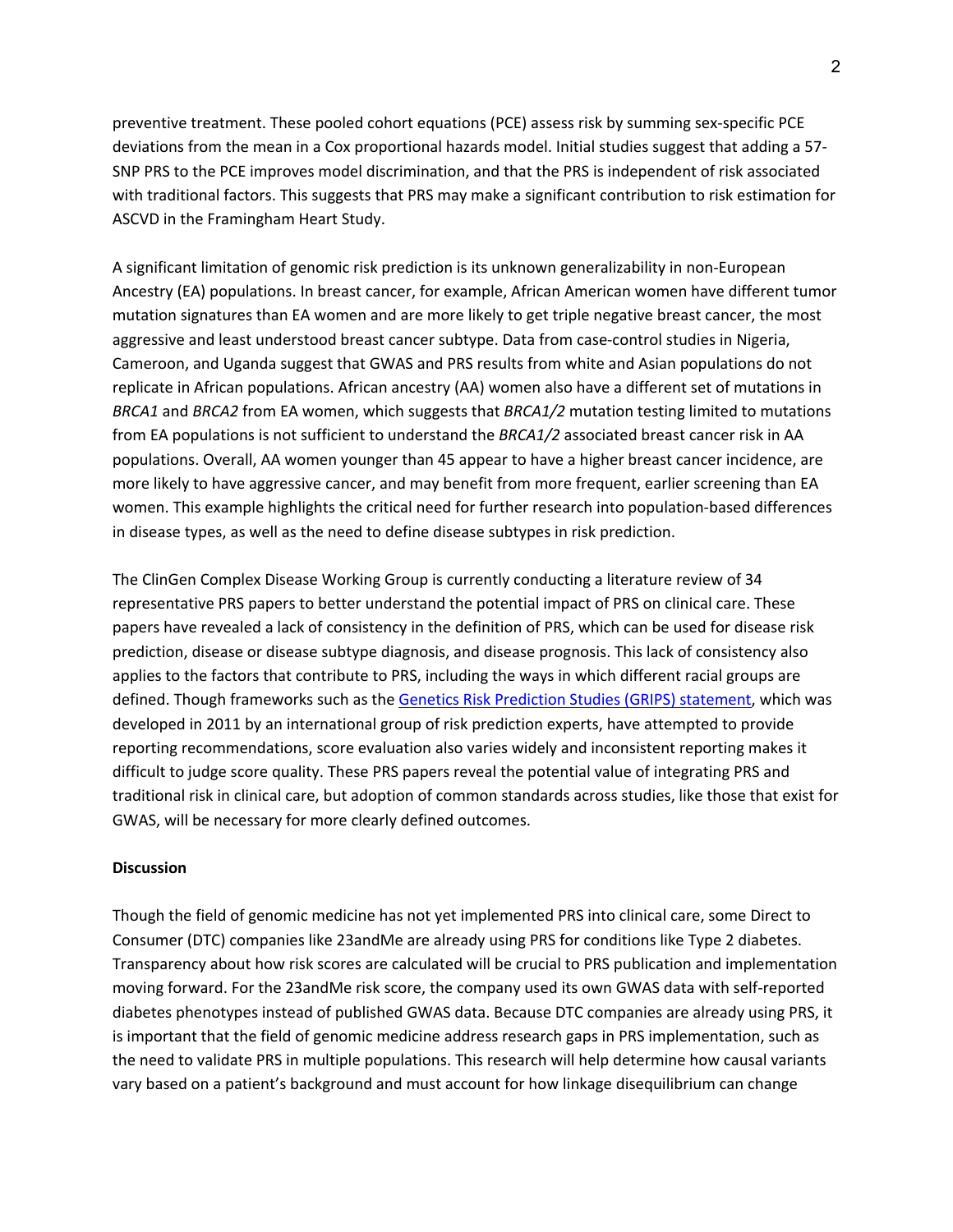preventive treatment. These pooled cohort equations (PCE) assess risk by summing sex-specific PCE deviations from the mean in a Cox proportional hazards model. Initial studies suggest that adding a 57-SNP PRS to the PCE improves model discrimination, and that the PRS is independent of risk associated with traditional factors. This suggests that PRS may make a significant contribution to risk estimation for ASCVD in the Framingham Heart Study.

A significant limitation of genomic risk prediction is its unknown generalizability in non-European Ancestry (EA) populations. In breast cancer, for example, African American women have different tumor mutation signatures than EA women and are more likely to get triple negative breast cancer, the most aggressive and least understood breast cancer subtype. Data from case-control studies in Nigeria, Cameroon, and Uganda suggest that GWAS and PRS results from white and Asian populations do not replicate in African populations. African ancestry (AA) women also have a different set of mutations in *BRCA1* and *BRCA2* from EA women, which suggests that *BRCA1/2* mutation testing limited to mutations from EA populations is not sufficient to understand the *BRCA1/2* associated breast cancer risk in AA populations. Overall, AA women younger than 45 appear to have a higher breast cancer incidence, are more likely to have aggressive cancer, and may benefit from more frequent, earlier screening than EA women. This example highlights the critical need for further research into population-based differences in disease types, as well as the need to define disease subtypes in risk prediction.

The ClinGen Complex Disease Working Group is currently conducting a literature review of 34 representative PRS papers to better understand the potential impact of PRS on clinical care. These papers have revealed a lack of consistency in the definition of PRS, which can be used for disease risk prediction, disease or disease subtype diagnosis, and disease prognosis. This lack of consistency also applies to the factors that contribute to PRS, including the ways in which different racial groups are defined. Though frameworks such as the [Genetics Risk Prediction Studies (GRIPS) statement](), which was developed in 2011 by an international group of risk prediction experts, have attempted to provide reporting recommendations, score evaluation also varies widely and inconsistent reporting makes it difficult to judge score quality. These PRS papers reveal the potential value of integrating PRS and traditional risk in clinical care, but adoption of common standards across studies, like those that exist for GWAS, will be necessary for more clearly defined outcomes.

**Discussion**

Though the field of genomic medicine has not yet implemented PRS into clinical care, some Direct to Consumer (DTC) companies like 23andMe are already using PRS for conditions like Type 2 diabetes. Transparency about how risk scores are calculated will be crucial to PRS publication and implementation moving forward. For the 23andMe risk score, the company used its own GWAS data with self-reported diabetes phenotypes instead of published GWAS data. Because DTC companies are already using PRS, it is important that the field of genomic medicine address research gaps in PRS implementation, such as the need to validate PRS in multiple populations. This research will help determine how causal variants vary based on a patient's background and must account for how linkage disequilibrium can change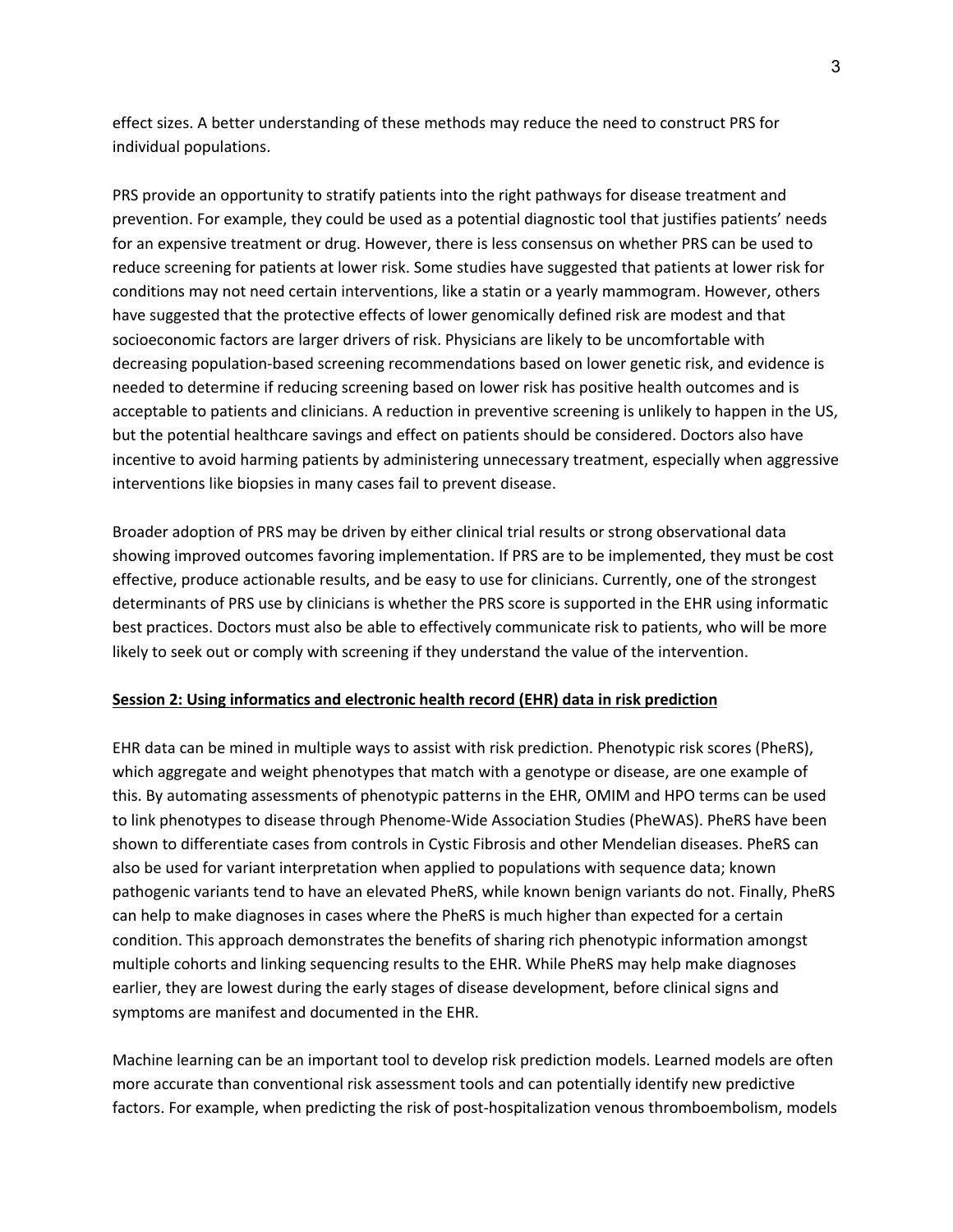effect sizes. A better understanding of these methods may reduce the need to construct PRS for individual populations.

PRS provide an opportunity to stratify patients into the right pathways for disease treatment and prevention. For example, they could be used as a potential diagnostic tool that justifies patients' needs for an expensive treatment or drug. However, there is less consensus on whether PRS can be used to reduce screening for patients at lower risk. Some studies have suggested that patients at lower risk for conditions may not need certain interventions, like a statin or a yearly mammogram. However, others have suggested that the protective effects of lower genomically defined risk are modest and that socioeconomic factors are larger drivers of risk. Physicians are likely to be uncomfortable with decreasing population-based screening recommendations based on lower genetic risk, and evidence is needed to determine if reducing screening based on lower risk has positive health outcomes and is acceptable to patients and clinicians. A reduction in preventive screening is unlikely to happen in the US, but the potential healthcare savings and effect on patients should be considered. Doctors also have incentive to avoid harming patients by administering unnecessary treatment, especially when aggressive interventions like biopsies in many cases fail to prevent disease.

Broader adoption of PRS may be driven by either clinical trial results or strong observational data showing improved outcomes favoring implementation. If PRS are to be implemented, they must be cost effective, produce actionable results, and be easy to use for clinicians. Currently, one of the strongest determinants of PRS use by clinicians is whether the PRS score is supported in the EHR using informatic best practices. Doctors must also be able to effectively communicate risk to patients, who will be more likely to seek out or comply with screening if they understand the value of the intervention.

## Session 2: Using informatics and electronic health record (EHR) data in risk prediction

EHR data can be mined in multiple ways to assist with risk prediction. Phenotypic risk scores (PheRS), which aggregate and weight phenotypes that match with a genotype or disease, are one example of this. By automating assessments of phenotypic patterns in the EHR, OMIM and HPO terms can be used to link phenotypes to disease through Phenome-Wide Association Studies (PheWAS). PheRS have been shown to differentiate cases from controls in Cystic Fibrosis and other Mendelian diseases. PheRS can also be used for variant interpretation when applied to populations with sequence data; known pathogenic variants tend to have an elevated PheRS, while known benign variants do not. Finally, PheRS can help to make diagnoses in cases where the PheRS is much higher than expected for a certain condition. This approach demonstrates the benefits of sharing rich phenotypic information amongst multiple cohorts and linking sequencing results to the EHR. While PheRS may help make diagnoses earlier, they are lowest during the early stages of disease development, before clinical signs and symptoms are manifest and documented in the EHR.

Machine learning can be an important tool to develop risk prediction models. Learned models are often more accurate than conventional risk assessment tools and can potentially identify new predictive factors. For example, when predicting the risk of post-hospitalization venous thromboembolism, models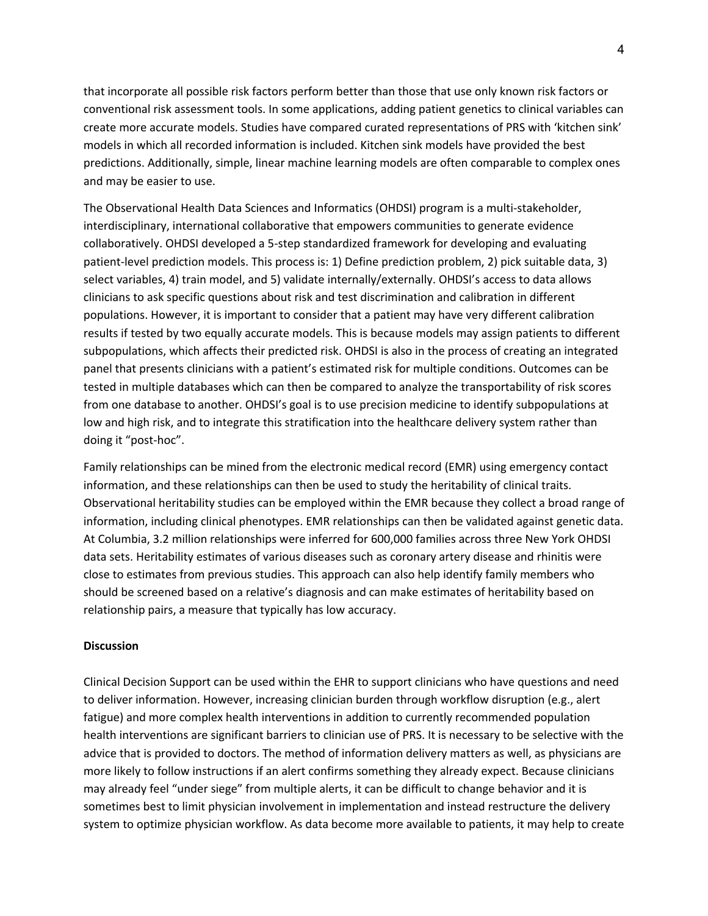that incorporate all possible risk factors perform better than those that use only known risk factors or conventional risk assessment tools. In some applications, adding patient genetics to clinical variables can create more accurate models. Studies have compared curated representations of PRS with 'kitchen sink' models in which all recorded information is included. Kitchen sink models have provided the best predictions. Additionally, simple, linear machine learning models are often comparable to complex ones and may be easier to use.

The Observational Health Data Sciences and Informatics (OHDSI) program is a multi-stakeholder, interdisciplinary, international collaborative that empowers communities to generate evidence collaboratively. OHDSI developed a 5-step standardized framework for developing and evaluating patient-level prediction models. This process is: 1) Define prediction problem, 2) pick suitable data, 3) select variables, 4) train model, and 5) validate internally/externally. OHDSI's access to data allows clinicians to ask specific questions about risk and test discrimination and calibration in different populations. However, it is important to consider that a patient may have very different calibration results if tested by two equally accurate models. This is because models may assign patients to different subpopulations, which affects their predicted risk. OHDSI is also in the process of creating an integrated panel that presents clinicians with a patient's estimated risk for multiple conditions. Outcomes can be tested in multiple databases which can then be compared to analyze the transportability of risk scores from one database to another. OHDSI's goal is to use precision medicine to identify subpopulations at low and high risk, and to integrate this stratification into the healthcare delivery system rather than doing it "post-hoc".

Family relationships can be mined from the electronic medical record (EMR) using emergency contact information, and these relationships can then be used to study the heritability of clinical traits. Observational heritability studies can be employed within the EMR because they collect a broad range of information, including clinical phenotypes. EMR relationships can then be validated against genetic data. At Columbia, 3.2 million relationships were inferred for 600,000 families across three New York OHDSI data sets. Heritability estimates of various diseases such as coronary artery disease and rhinitis were close to estimates from previous studies. This approach can also help identify family members who should be screened based on a relative's diagnosis and can make estimates of heritability based on relationship pairs, a measure that typically has low accuracy.

**Discussion**

Clinical Decision Support can be used within the EHR to support clinicians who have questions and need to deliver information. However, increasing clinician burden through workflow disruption (e.g., alert fatigue) and more complex health interventions in addition to currently recommended population health interventions are significant barriers to clinician use of PRS. It is necessary to be selective with the advice that is provided to doctors. The method of information delivery matters as well, as physicians are more likely to follow instructions if an alert confirms something they already expect. Because clinicians may already feel "under siege" from multiple alerts, it can be difficult to change behavior and it is sometimes best to limit physician involvement in implementation and instead restructure the delivery system to optimize physician workflow. As data become more available to patients, it may help to create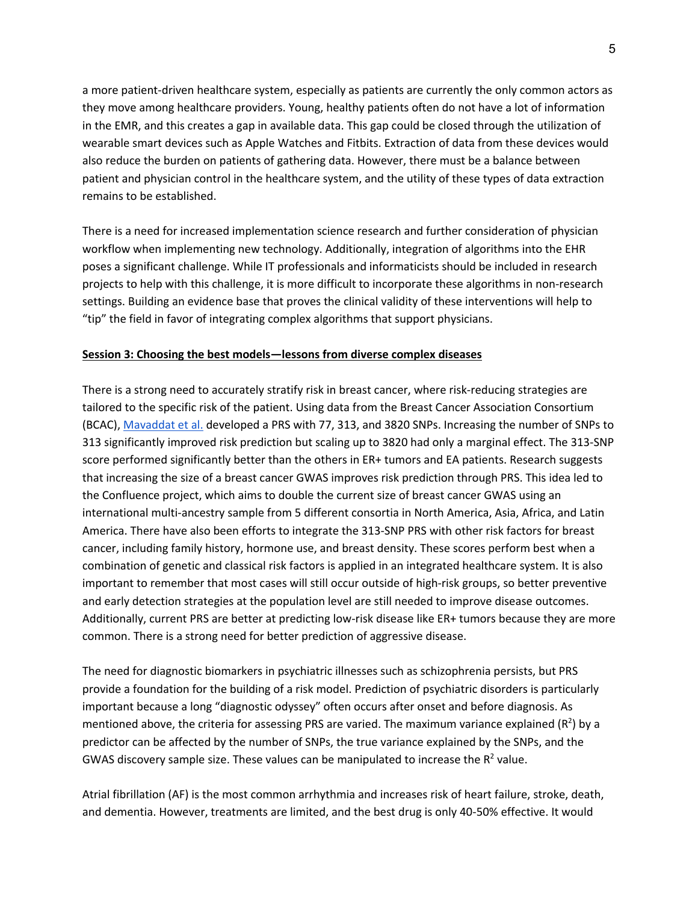a more patient-driven healthcare system, especially as patients are currently the only common actors as they move among healthcare providers. Young, healthy patients often do not have a lot of information in the EMR, and this creates a gap in available data. This gap could be closed through the utilization of wearable smart devices such as Apple Watches and Fitbits. Extraction of data from these devices would also reduce the burden on patients of gathering data. However, there must be a balance between patient and physician control in the healthcare system, and the utility of these types of data extraction remains to be established.

There is a need for increased implementation science research and further consideration of physician workflow when implementing new technology. Additionally, integration of algorithms into the EHR poses a significant challenge. While IT professionals and informaticists should be included in research projects to help with this challenge, it is more difficult to incorporate these algorithms in non-research settings. Building an evidence base that proves the clinical validity of these interventions will help to "tip" the field in favor of integrating complex algorithms that support physicians.

**Session 3: Choosing the best models—lessons from diverse complex diseases**

There is a strong need to accurately stratify risk in breast cancer, where risk-reducing strategies are tailored to the specific risk of the patient. Using data from the Breast Cancer Association Consortium (BCAC), Mavaddat et al. developed a PRS with 77, 313, and 3820 SNPs. Increasing the number of SNPs to 313 significantly improved risk prediction but scaling up to 3820 had only a marginal effect. The 313-SNP score performed significantly better than the others in ER+ tumors and EA patients. Research suggests that increasing the size of a breast cancer GWAS improves risk prediction through PRS. This idea led to the Confluence project, which aims to double the current size of breast cancer GWAS using an international multi-ancestry sample from 5 different consortia in North America, Asia, Africa, and Latin America. There have also been efforts to integrate the 313-SNP PRS with other risk factors for breast cancer, including family history, hormone use, and breast density. These scores perform best when a combination of genetic and classical risk factors is applied in an integrated healthcare system. It is also important to remember that most cases will still occur outside of high-risk groups, so better preventive and early detection strategies at the population level are still needed to improve disease outcomes. Additionally, current PRS are better at predicting low-risk disease like ER+ tumors because they are more common. There is a strong need for better prediction of aggressive disease.

The need for diagnostic biomarkers in psychiatric illnesses such as schizophrenia persists, but PRS provide a foundation for the building of a risk model. Prediction of psychiatric disorders is particularly important because a long "diagnostic odyssey" often occurs after onset and before diagnosis. As mentioned above, the criteria for assessing PRS are varied. The maximum variance explained ($R^2$) by a predictor can be affected by the number of SNPs, the true variance explained by the SNPs, and the GWAS discovery sample size. These values can be manipulated to increase the $R^2$ value.

Atrial fibrillation (AF) is the most common arrhythmia and increases risk of heart failure, stroke, death, and dementia. However, treatments are limited, and the best drug is only 40-50% effective. It would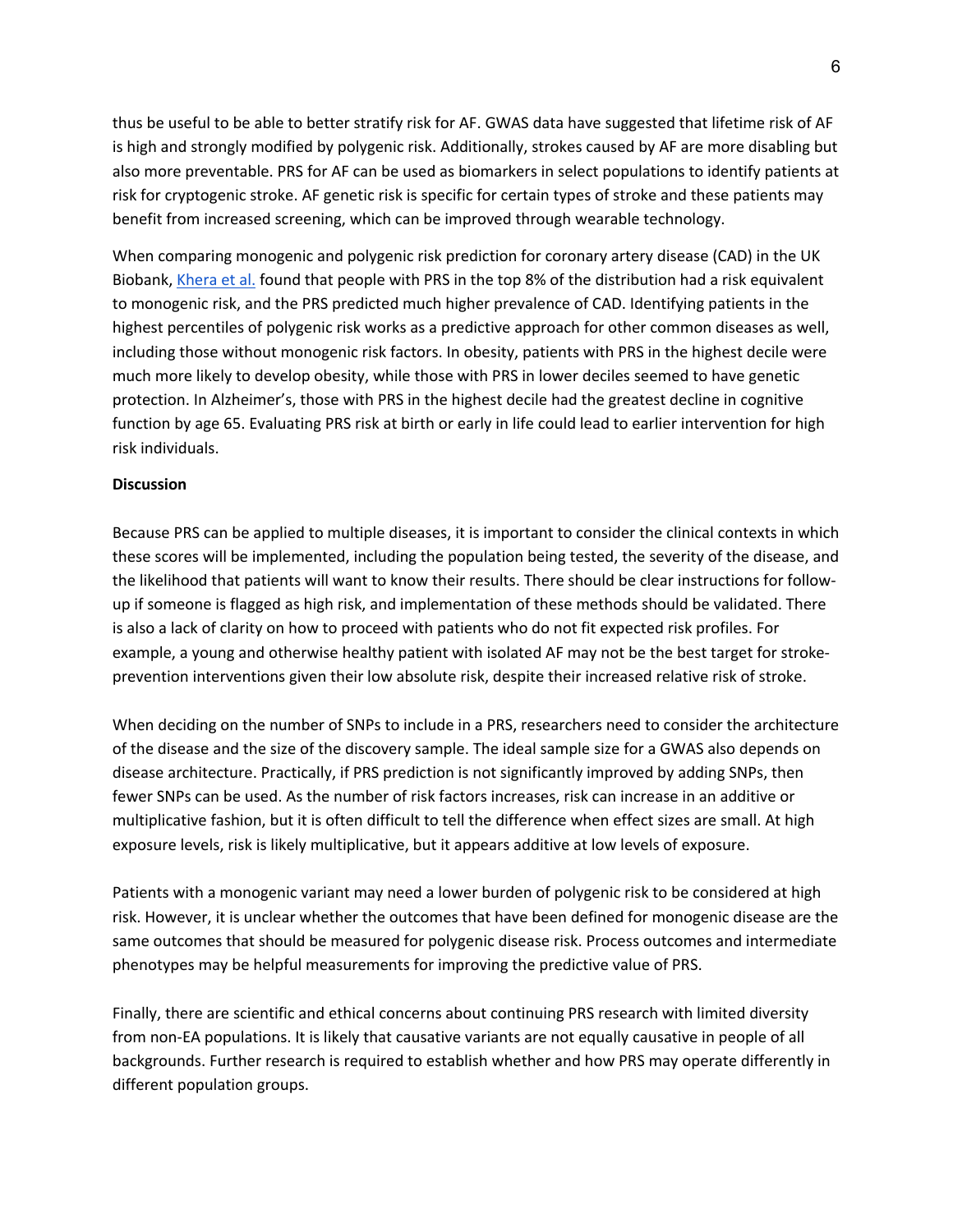thus be useful to be able to better stratify risk for AF. GWAS data have suggested that lifetime risk of AF is high and strongly modified by polygenic risk. Additionally, strokes caused by AF are more disabling but also more preventable. PRS for AF can be used as biomarkers in select populations to identify patients at risk for cryptogenic stroke. AF genetic risk is specific for certain types of stroke and these patients may benefit from increased screening, which can be improved through wearable technology.

When comparing monogenic and polygenic risk prediction for coronary artery disease (CAD) in the UK Biobank, Khera et al. found that people with PRS in the top 8% of the distribution had a risk equivalent to monogenic risk, and the PRS predicted much higher prevalence of CAD. Identifying patients in the highest percentiles of polygenic risk works as a predictive approach for other common diseases as well, including those without monogenic risk factors. In obesity, patients with PRS in the highest decile were much more likely to develop obesity, while those with PRS in lower deciles seemed to have genetic protection. In Alzheimer's, those with PRS in the highest decile had the greatest decline in cognitive function by age 65. Evaluating PRS risk at birth or early in life could lead to earlier intervention for high risk individuals.

**Discussion**

Because PRS can be applied to multiple diseases, it is important to consider the clinical contexts in which these scores will be implemented, including the population being tested, the severity of the disease, and the likelihood that patients will want to know their results. There should be clear instructions for follow-up if someone is flagged as high risk, and implementation of these methods should be validated. There is also a lack of clarity on how to proceed with patients who do not fit expected risk profiles. For example, a young and otherwise healthy patient with isolated AF may not be the best target for stroke-prevention interventions given their low absolute risk, despite their increased relative risk of stroke.

When deciding on the number of SNPs to include in a PRS, researchers need to consider the architecture of the disease and the size of the discovery sample. The ideal sample size for a GWAS also depends on disease architecture. Practically, if PRS prediction is not significantly improved by adding SNPs, then fewer SNPs can be used. As the number of risk factors increases, risk can increase in an additive or multiplicative fashion, but it is often difficult to tell the difference when effect sizes are small. At high exposure levels, risk is likely multiplicative, but it appears additive at low levels of exposure.

Patients with a monogenic variant may need a lower burden of polygenic risk to be considered at high risk. However, it is unclear whether the outcomes that have been defined for monogenic disease are the same outcomes that should be measured for polygenic disease risk. Process outcomes and intermediate phenotypes may be helpful measurements for improving the predictive value of PRS.

Finally, there are scientific and ethical concerns about continuing PRS research with limited diversity from non-EA populations. It is likely that causative variants are not equally causative in people of all backgrounds. Further research is required to establish whether and how PRS may operate differently in different population groups.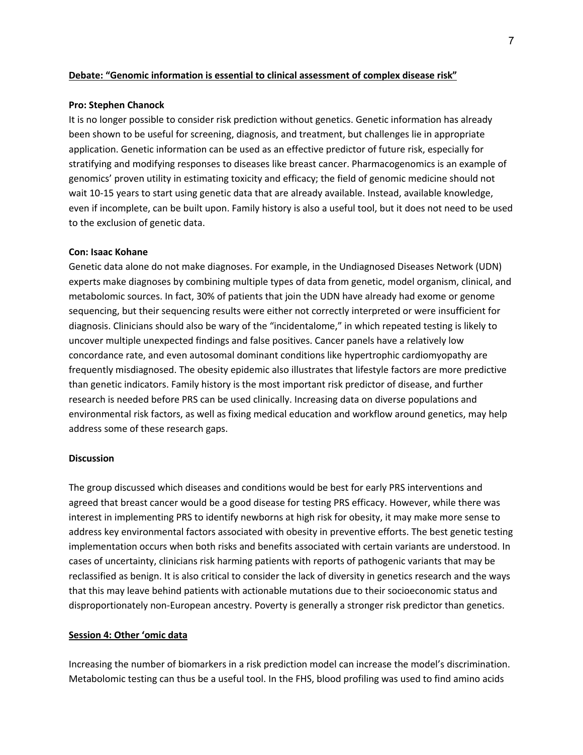## Debate: "Genomic information is essential to clinical assessment of complex disease risk"

**Pro: Stephen Chanock**

It is no longer possible to consider risk prediction without genetics. Genetic information has already been shown to be useful for screening, diagnosis, and treatment, but challenges lie in appropriate application. Genetic information can be used as an effective predictor of future risk, especially for stratifying and modifying responses to diseases like breast cancer. Pharmacogenomics is an example of genomics' proven utility in estimating toxicity and efficacy; the field of genomic medicine should not wait 10-15 years to start using genetic data that are already available. Instead, available knowledge, even if incomplete, can be built upon. Family history is also a useful tool, but it does not need to be used to the exclusion of genetic data.

**Con: Isaac Kohane**

Genetic data alone do not make diagnoses. For example, in the Undiagnosed Diseases Network (UDN) experts make diagnoses by combining multiple types of data from genetic, model organism, clinical, and metabolomic sources. In fact, 30% of patients that join the UDN have already had exome or genome sequencing, but their sequencing results were either not correctly interpreted or were insufficient for diagnosis. Clinicians should also be wary of the "incidentalome," in which repeated testing is likely to uncover multiple unexpected findings and false positives. Cancer panels have a relatively low concordance rate, and even autosomal dominant conditions like hypertrophic cardiomyopathy are frequently misdiagnosed. The obesity epidemic also illustrates that lifestyle factors are more predictive than genetic indicators. Family history is the most important risk predictor of disease, and further research is needed before PRS can be used clinically. Increasing data on diverse populations and environmental risk factors, as well as fixing medical education and workflow around genetics, may help address some of these research gaps.

**Discussion**

The group discussed which diseases and conditions would be best for early PRS interventions and agreed that breast cancer would be a good disease for testing PRS efficacy. However, while there was interest in implementing PRS to identify newborns at high risk for obesity, it may make more sense to address key environmental factors associated with obesity in preventive efforts. The best genetic testing implementation occurs when both risks and benefits associated with certain variants are understood. In cases of uncertainty, clinicians risk harming patients with reports of pathogenic variants that may be reclassified as benign. It is also critical to consider the lack of diversity in genetics research and the ways that this may leave behind patients with actionable mutations due to their socioeconomic status and disproportionately non-European ancestry. Poverty is generally a stronger risk predictor than genetics.

## Session 4: Other 'omic data

Increasing the number of biomarkers in a risk prediction model can increase the model's discrimination. Metabolomic testing can thus be a useful tool. In the FHS, blood profiling was used to find amino acids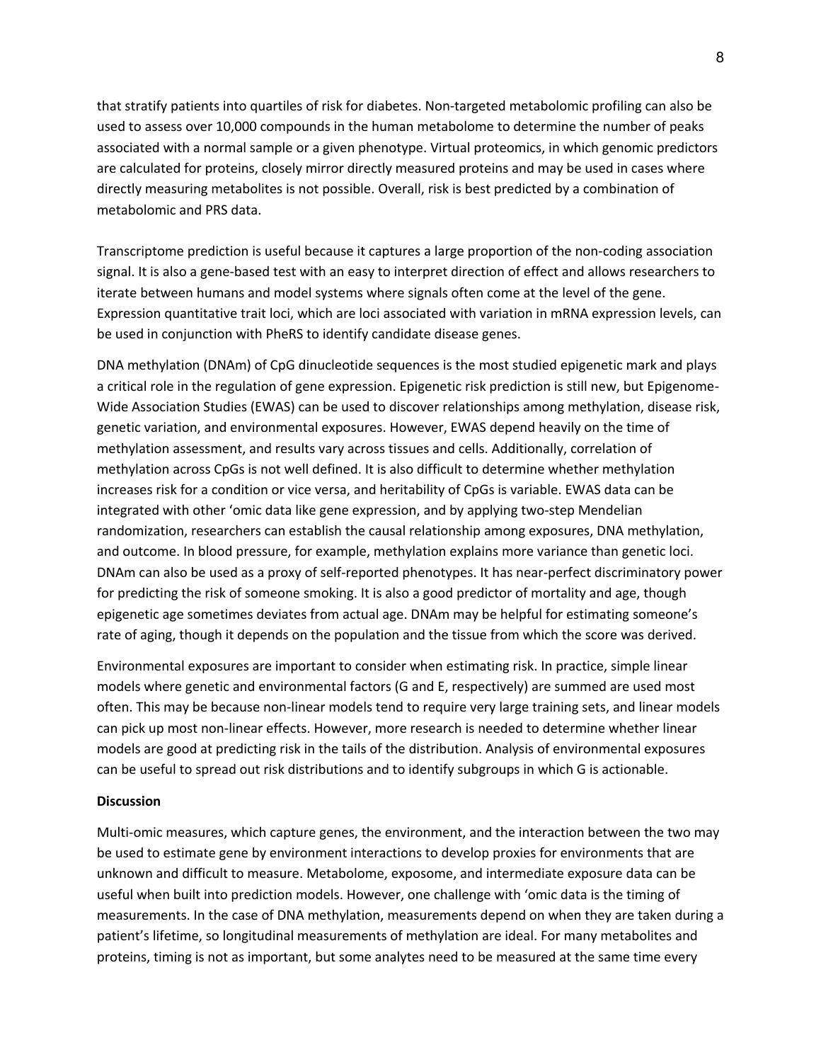that stratify patients into quartiles of risk for diabetes. Non-targeted metabolomic profiling can also be used to assess over 10,000 compounds in the human metabolome to determine the number of peaks associated with a normal sample or a given phenotype. Virtual proteomics, in which genomic predictors are calculated for proteins, closely mirror directly measured proteins and may be used in cases where directly measuring metabolites is not possible. Overall, risk is best predicted by a combination of metabolomic and PRS data.

Transcriptome prediction is useful because it captures a large proportion of the non-coding association signal. It is also a gene-based test with an easy to interpret direction of effect and allows researchers to iterate between humans and model systems where signals often come at the level of the gene. Expression quantitative trait loci, which are loci associated with variation in mRNA expression levels, can be used in conjunction with PheRS to identify candidate disease genes.

DNA methylation (DNAm) of CpG dinucleotide sequences is the most studied epigenetic mark and plays a critical role in the regulation of gene expression. Epigenetic risk prediction is still new, but Epigenome-Wide Association Studies (EWAS) can be used to discover relationships among methylation, disease risk, genetic variation, and environmental exposures. However, EWAS depend heavily on the time of methylation assessment, and results vary across tissues and cells. Additionally, correlation of methylation across CpGs is not well defined. It is also difficult to determine whether methylation increases risk for a condition or vice versa, and heritability of CpGs is variable. EWAS data can be integrated with other 'omic data like gene expression, and by applying two-step Mendelian randomization, researchers can establish the causal relationship among exposures, DNA methylation, and outcome. In blood pressure, for example, methylation explains more variance than genetic loci. DNAm can also be used as a proxy of self-reported phenotypes. It has near-perfect discriminatory power for predicting the risk of someone smoking. It is also a good predictor of mortality and age, though epigenetic age sometimes deviates from actual age. DNAm may be helpful for estimating someone's rate of aging, though it depends on the population and the tissue from which the score was derived.

Environmental exposures are important to consider when estimating risk. In practice, simple linear models where genetic and environmental factors (G and E, respectively) are summed are used most often. This may be because non-linear models tend to require very large training sets, and linear models can pick up most non-linear effects. However, more research is needed to determine whether linear models are good at predicting risk in the tails of the distribution. Analysis of environmental exposures can be useful to spread out risk distributions and to identify subgroups in which G is actionable.

**Discussion**

Multi-omic measures, which capture genes, the environment, and the interaction between the two may be used to estimate gene by environment interactions to develop proxies for environments that are unknown and difficult to measure. Metabolome, exposome, and intermediate exposure data can be useful when built into prediction models. However, one challenge with 'omic data is the timing of measurements. In the case of DNA methylation, measurements depend on when they are taken during a patient's lifetime, so longitudinal measurements of methylation are ideal. For many metabolites and proteins, timing is not as important, but some analytes need to be measured at the same time every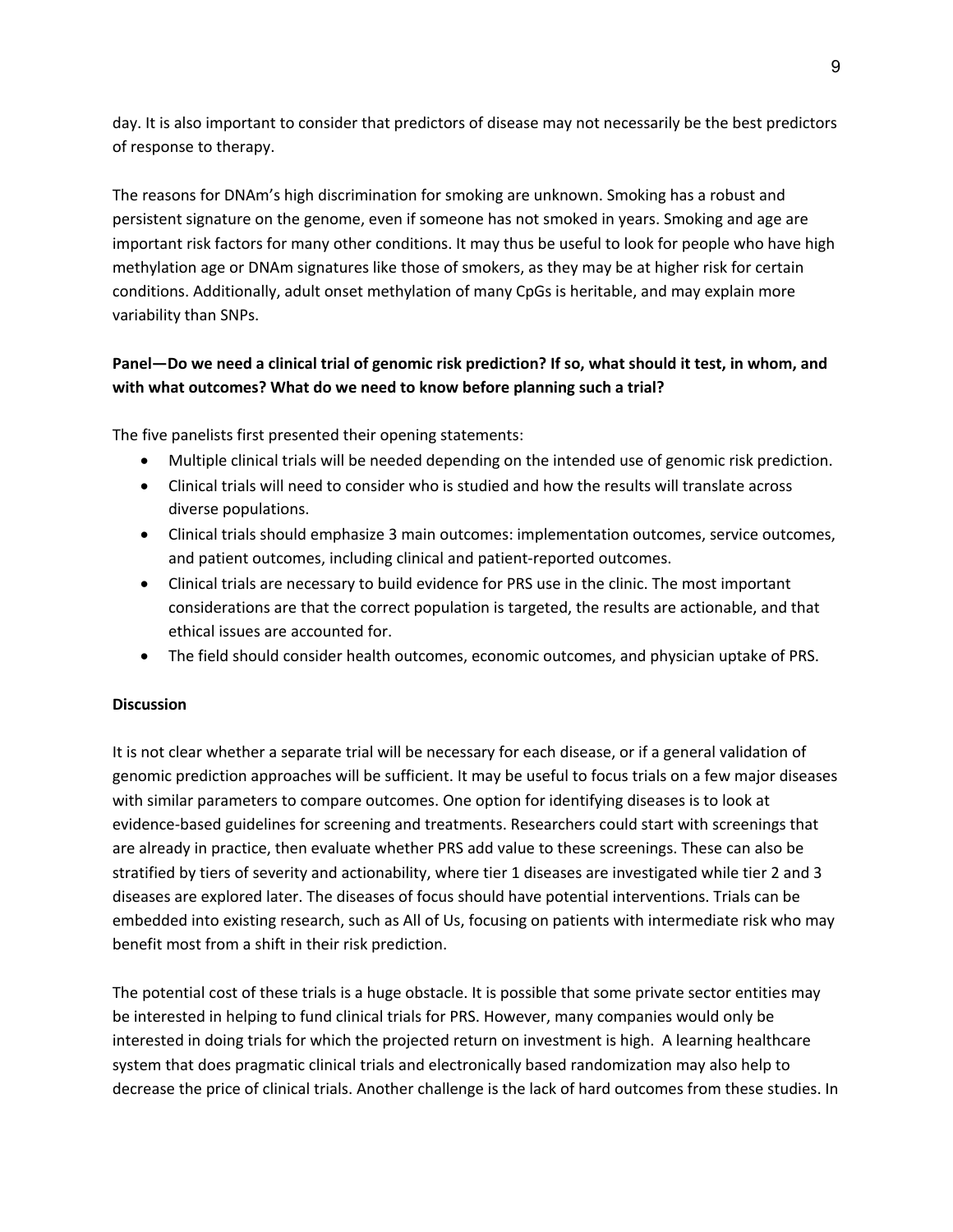day. It is also important to consider that predictors of disease may not necessarily be the best predictors of response to therapy.

The reasons for DNAm's high discrimination for smoking are unknown. Smoking has a robust and persistent signature on the genome, even if someone has not smoked in years. Smoking and age are important risk factors for many other conditions. It may thus be useful to look for people who have high methylation age or DNAm signatures like those of smokers, as they may be at higher risk for certain conditions. Additionally, adult onset methylation of many CpGs is heritable, and may explain more variability than SNPs.

**Panel—Do we need a clinical trial of genomic risk prediction? If so, what should it test, in whom, and with what outcomes? What do we need to know before planning such a trial?**

The five panelists first presented their opening statements:

- Multiple clinical trials will be needed depending on the intended use of genomic risk prediction.
- Clinical trials will need to consider who is studied and how the results will translate across diverse populations.
- Clinical trials should emphasize 3 main outcomes: implementation outcomes, service outcomes, and patient outcomes, including clinical and patient-reported outcomes.
- Clinical trials are necessary to build evidence for PRS use in the clinic. The most important considerations are that the correct population is targeted, the results are actionable, and that ethical issues are accounted for.
- The field should consider health outcomes, economic outcomes, and physician uptake of PRS.

**Discussion**

It is not clear whether a separate trial will be necessary for each disease, or if a general validation of genomic prediction approaches will be sufficient. It may be useful to focus trials on a few major diseases with similar parameters to compare outcomes. One option for identifying diseases is to look at evidence-based guidelines for screening and treatments. Researchers could start with screenings that are already in practice, then evaluate whether PRS add value to these screenings. These can also be stratified by tiers of severity and actionability, where tier 1 diseases are investigated while tier 2 and 3 diseases are explored later. The diseases of focus should have potential interventions. Trials can be embedded into existing research, such as All of Us, focusing on patients with intermediate risk who may benefit most from a shift in their risk prediction.

The potential cost of these trials is a huge obstacle. It is possible that some private sector entities may be interested in helping to fund clinical trials for PRS. However, many companies would only be interested in doing trials for which the projected return on investment is high. A learning healthcare system that does pragmatic clinical trials and electronically based randomization may also help to decrease the price of clinical trials. Another challenge is the lack of hard outcomes from these studies. In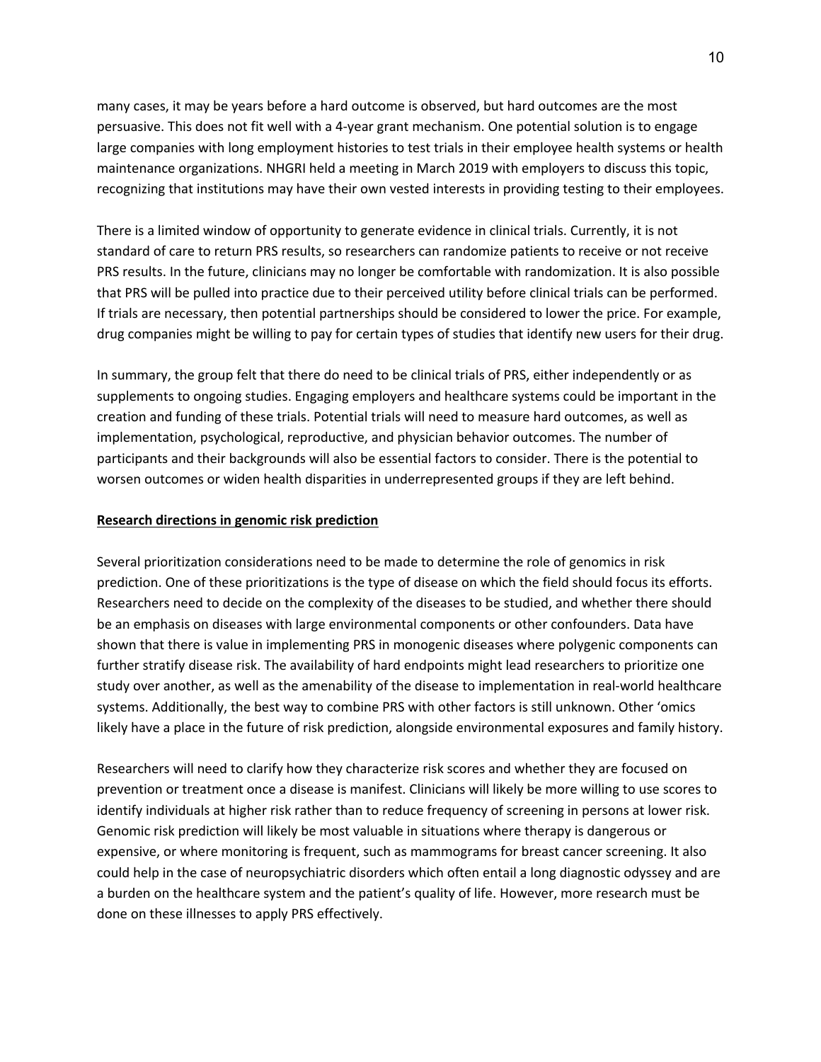many cases, it may be years before a hard outcome is observed, but hard outcomes are the most persuasive. This does not fit well with a 4-year grant mechanism. One potential solution is to engage large companies with long employment histories to test trials in their employee health systems or health maintenance organizations. NHGRI held a meeting in March 2019 with employers to discuss this topic, recognizing that institutions may have their own vested interests in providing testing to their employees.

There is a limited window of opportunity to generate evidence in clinical trials. Currently, it is not standard of care to return PRS results, so researchers can randomize patients to receive or not receive PRS results. In the future, clinicians may no longer be comfortable with randomization. It is also possible that PRS will be pulled into practice due to their perceived utility before clinical trials can be performed. If trials are necessary, then potential partnerships should be considered to lower the price. For example, drug companies might be willing to pay for certain types of studies that identify new users for their drug.

In summary, the group felt that there do need to be clinical trials of PRS, either independently or as supplements to ongoing studies. Engaging employers and healthcare systems could be important in the creation and funding of these trials. Potential trials will need to measure hard outcomes, as well as implementation, psychological, reproductive, and physician behavior outcomes. The number of participants and their backgrounds will also be essential factors to consider. There is the potential to worsen outcomes or widen health disparities in underrepresented groups if they are left behind.

## Research directions in genomic risk prediction

Several prioritization considerations need to be made to determine the role of genomics in risk prediction. One of these prioritizations is the type of disease on which the field should focus its efforts. Researchers need to decide on the complexity of the diseases to be studied, and whether there should be an emphasis on diseases with large environmental components or other confounders. Data have shown that there is value in implementing PRS in monogenic diseases where polygenic components can further stratify disease risk. The availability of hard endpoints might lead researchers to prioritize one study over another, as well as the amenability of the disease to implementation in real-world healthcare systems. Additionally, the best way to combine PRS with other factors is still unknown. Other 'omics likely have a place in the future of risk prediction, alongside environmental exposures and family history.

Researchers will need to clarify how they characterize risk scores and whether they are focused on prevention or treatment once a disease is manifest. Clinicians will likely be more willing to use scores to identify individuals at higher risk rather than to reduce frequency of screening in persons at lower risk. Genomic risk prediction will likely be most valuable in situations where therapy is dangerous or expensive, or where monitoring is frequent, such as mammograms for breast cancer screening. It also could help in the case of neuropsychiatric disorders which often entail a long diagnostic odyssey and are a burden on the healthcare system and the patient's quality of life. However, more research must be done on these illnesses to apply PRS effectively.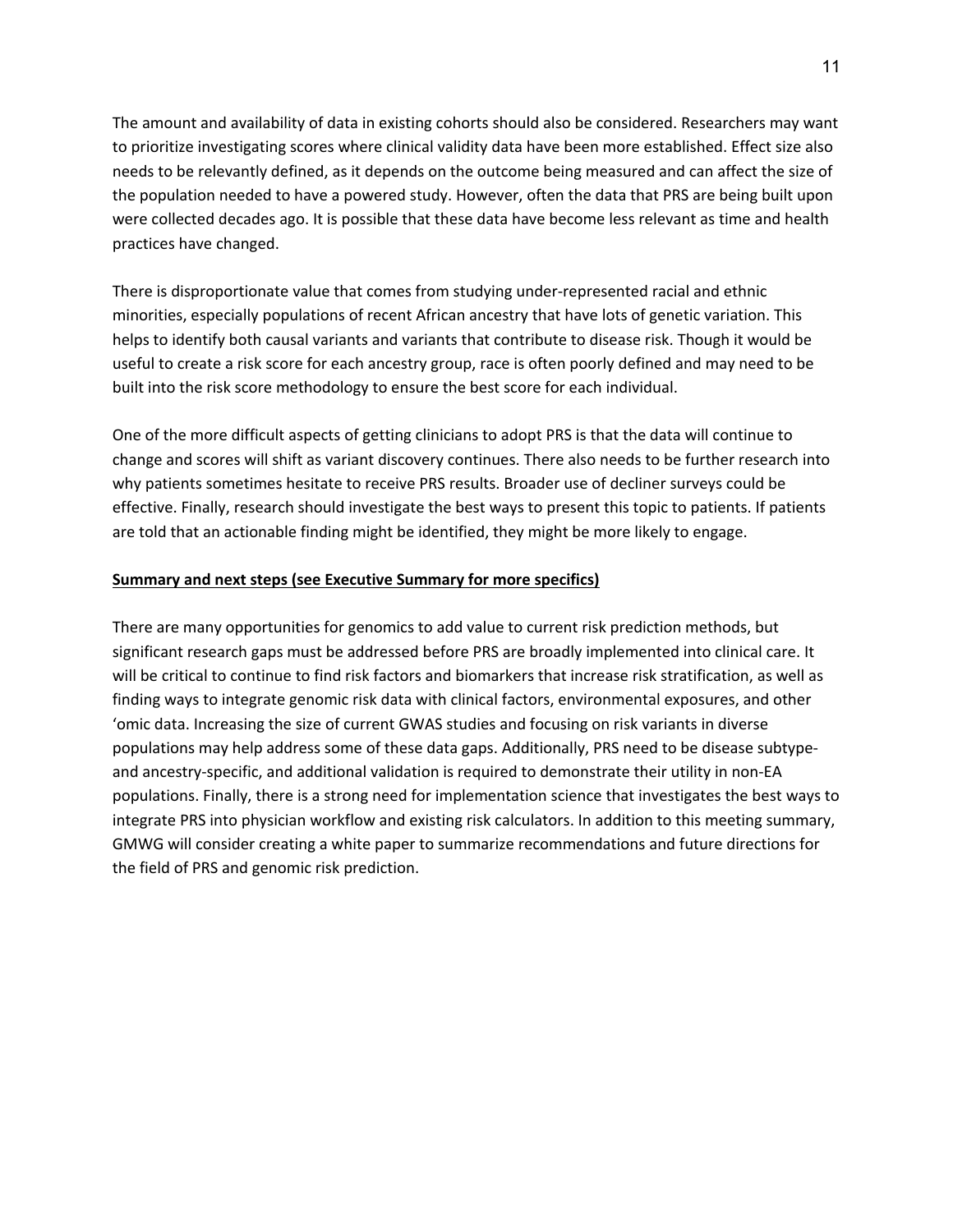The amount and availability of data in existing cohorts should also be considered. Researchers may want to prioritize investigating scores where clinical validity data have been more established. Effect size also needs to be relevantly defined, as it depends on the outcome being measured and can affect the size of the population needed to have a powered study. However, often the data that PRS are being built upon were collected decades ago. It is possible that these data have become less relevant as time and health practices have changed.

There is disproportionate value that comes from studying under-represented racial and ethnic minorities, especially populations of recent African ancestry that have lots of genetic variation. This helps to identify both causal variants and variants that contribute to disease risk. Though it would be useful to create a risk score for each ancestry group, race is often poorly defined and may need to be built into the risk score methodology to ensure the best score for each individual.

One of the more difficult aspects of getting clinicians to adopt PRS is that the data will continue to change and scores will shift as variant discovery continues. There also needs to be further research into why patients sometimes hesitate to receive PRS results. Broader use of decliner surveys could be effective. Finally, research should investigate the best ways to present this topic to patients. If patients are told that an actionable finding might be identified, they might be more likely to engage.

**Summary and next steps (see Executive Summary for more specifics)**

There are many opportunities for genomics to add value to current risk prediction methods, but significant research gaps must be addressed before PRS are broadly implemented into clinical care. It will be critical to continue to find risk factors and biomarkers that increase risk stratification, as well as finding ways to integrate genomic risk data with clinical factors, environmental exposures, and other 'omic data. Increasing the size of current GWAS studies and focusing on risk variants in diverse populations may help address some of these data gaps. Additionally, PRS need to be disease subtype- and ancestry-specific, and additional validation is required to demonstrate their utility in non-EA populations. Finally, there is a strong need for implementation science that investigates the best ways to integrate PRS into physician workflow and existing risk calculators. In addition to this meeting summary, GMWG will consider creating a white paper to summarize recommendations and future directions for the field of PRS and genomic risk prediction.